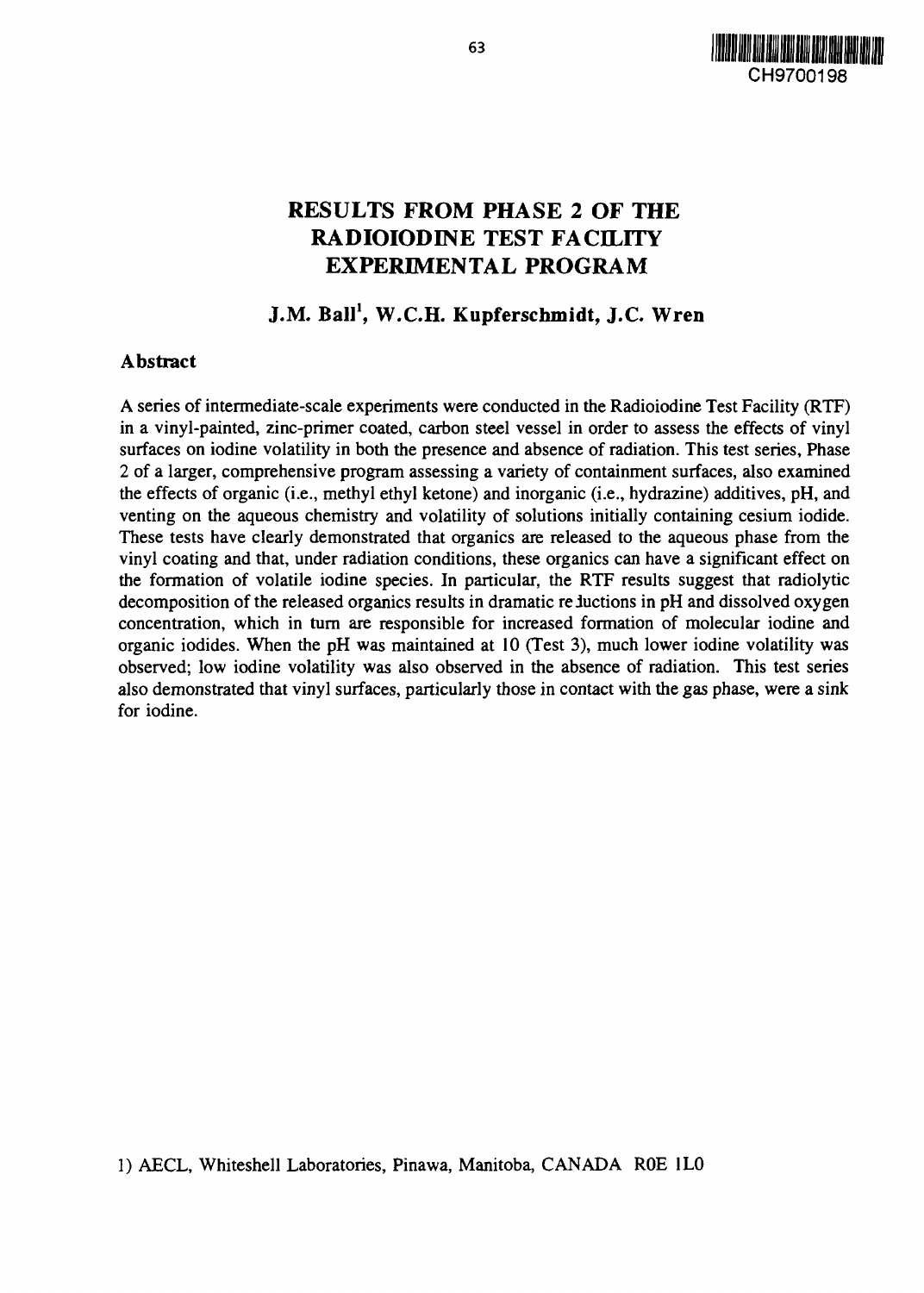CH9700198

# RESULTS FROM PHASE 2 OF THE RADIOIODINE TEST FACILITY EXPERIMENTAL PROGRAM

## J.M. Ball[1], W.C.H. Kupferschmidt, J.C. Wren

### Abstract

A series of intermediate-scale experiments were conducted in the Radioiodine Test Facility (RTF) in a vinyl-painted, zinc-primer coated, carbon steel vessel in order to assess the effects of vinyl surfaces on iodine volatility in both the presence and absence of radiation. This test series, Phase 2 of a larger, comprehensive program assessing a variety of containment surfaces, also examined the effects of organic (i.e., methyl ethyl ketone) and inorganic (i.e., hydrazine) additives, pH, and venting on the aqueous chemistry and volatility of solutions initially containing cesium iodide. These tests have clearly demonstrated that organics are released to the aqueous phase from the vinyl coating and that, under radiation conditions, these organics can have a significant effect on the formation of volatile iodine species. In particular, the RTF results suggest that radiolytic decomposition of the released organics results in dramatic reductions in pH and dissolved oxygen concentration, which in turn are responsible for increased formation of molecular iodine and organic iodides. When the pH was maintained at 10 (Test 3), much lower iodine volatility was observed; low iodine volatility was also observed in the absence of radiation. This test series also demonstrated that vinyl surfaces, particularly those in contact with the gas phase, were a sink for iodine.

1) AECL, Whiteshell Laboratories, Pinawa, Manitoba, CANADA R0E 1L0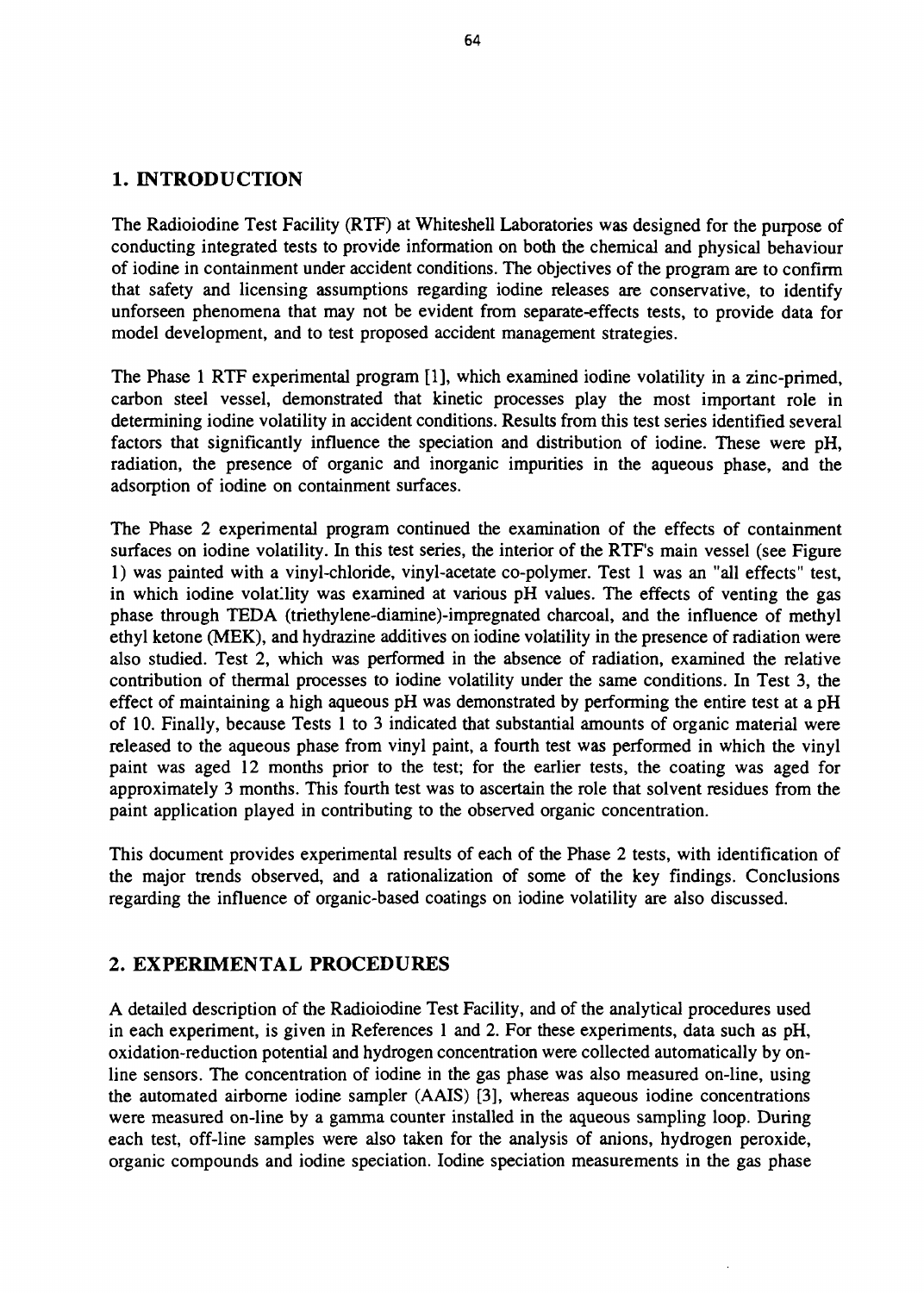## 1. INTRODUCTION

The Radioiodine Test Facility (RTF) at Whiteshell Laboratories was designed for the purpose of conducting integrated tests to provide information on both the chemical and physical behaviour of iodine in containment under accident conditions. The objectives of the program are to confirm that safety and licensing assumptions regarding iodine releases are conservative, to identify unforseen phenomena that may not be evident from separate-effects tests, to provide data for model development, and to test proposed accident management strategies.

The Phase 1 RTF experimental program [1], which examined iodine volatility in a zinc-primed, carbon steel vessel, demonstrated that kinetic processes play the most important role in determining iodine volatility in accident conditions. Results from this test series identified several factors that significantly influence the speciation and distribution of iodine. These were pH, radiation, the presence of organic and inorganic impurities in the aqueous phase, and the adsorption of iodine on containment surfaces.

The Phase 2 experimental program continued the examination of the effects of containment surfaces on iodine volatility. In this test series, the interior of the RTF's main vessel (see Figure 1) was painted with a vinyl-chloride, vinyl-acetate co-polymer. Test 1 was an "all effects" test, in which iodine volatility was examined at various pH values. The effects of venting the gas phase through TEDA (triethylene-diamine)-impregnated charcoal, and the influence of methyl ethyl ketone (MEK), and hydrazine additives on iodine volatility in the presence of radiation were also studied. Test 2, which was performed in the absence of radiation, examined the relative contribution of thermal processes to iodine volatility under the same conditions. In Test 3, the effect of maintaining a high aqueous pH was demonstrated by performing the entire test at a pH of 10. Finally, because Tests 1 to 3 indicated that substantial amounts of organic material were released to the aqueous phase from vinyl paint, a fourth test was performed in which the vinyl paint was aged 12 months prior to the test; for the earlier tests, the coating was aged for approximately 3 months. This fourth test was to ascertain the role that solvent residues from the paint application played in contributing to the observed organic concentration.

This document provides experimental results of each of the Phase 2 tests, with identification of the major trends observed, and a rationalization of some of the key findings. Conclusions regarding the influence of organic-based coatings on iodine volatility are also discussed.

## 2. EXPERIMENTAL PROCEDURES

A detailed description of the Radioiodine Test Facility, and of the analytical procedures used in each experiment, is given in References 1 and 2. For these experiments, data such as pH, oxidation-reduction potential and hydrogen concentration were collected automatically by on-line sensors. The concentration of iodine in the gas phase was also measured on-line, using the automated airborne iodine sampler (AAIS) [3], whereas aqueous iodine concentrations were measured on-line by a gamma counter installed in the aqueous sampling loop. During each test, off-line samples were also taken for the analysis of anions, hydrogen peroxide, organic compounds and iodine speciation. Iodine speciation measurements in the gas phase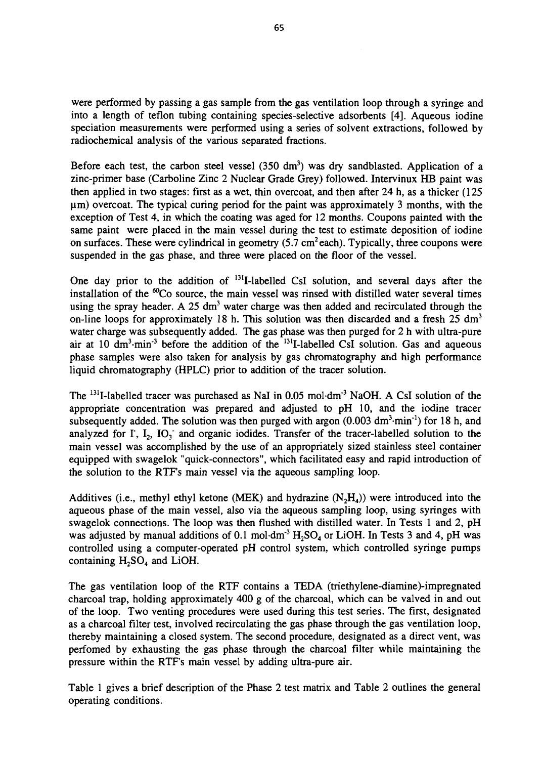were performed by passing a gas sample from the gas ventilation loop through a syringe and into a length of teflon tubing containing species-selective adsorbents [4]. Aqueous iodine speciation measurements were performed using a series of solvent extractions, followed by radiochemical analysis of the various separated fractions.

Before each test, the carbon steel vessel (350 $dm^3$) was dry sandblasted. Application of a zinc-primer base (Carboline Zinc 2 Nuclear Grade Grey) followed. Intervinux HB paint was then applied in two stages: first as a wet, thin overcoat, and then after 24 h, as a thicker (125 $\mu$m) overcoat. The typical curing period for the paint was approximately 3 months, with the exception of Test 4, in which the coating was aged for 12 months. Coupons painted with the same paint were placed in the main vessel during the test to estimate deposition of iodine on surfaces. These were cylindrical in geometry (5.7 $cm^2$ each). Typically, three coupons were suspended in the gas phase, and three were placed on the floor of the vessel.

One day prior to the addition of $^{131}$I-labelled CsI solution, and several days after the installation of the $^{60}$Co source, the main vessel was rinsed with distilled water several times using the spray header. A 25 $dm^3$ water charge was then added and recirculated through the on-line loops for approximately 18 h. This solution was then discarded and a fresh 25 $dm^3$ water charge was subsequently added. The gas phase was then purged for 2 h with ultra-pure air at 10 $dm^3{\cdot}min^{-3}$ before the addition of the $^{131}$I-labelled CsI solution. Gas and aqueous phase samples were also taken for analysis by gas chromatography and high performance liquid chromatography (HPLC) prior to addition of the tracer solution.

The $^{131}$I-labelled tracer was purchased as NaI in 0.05 $mol{\cdot}dm^{-3}$ NaOH. A CsI solution of the appropriate concentration was prepared and adjusted to pH 10, and the iodine tracer subsequently added. The solution was then purged with argon (0.003 $dm^3{\cdot}min^{-1}$) for 18 h, and analyzed for $I^-$, $I_2$, $IO_3^-$ and organic iodides. Transfer of the tracer-labelled solution to the main vessel was accomplished by the use of an appropriately sized stainless steel container equipped with swagelok "quick-connectors", which facilitated easy and rapid introduction of the solution to the RTF's main vessel via the aqueous sampling loop.

Additives (i.e., methyl ethyl ketone (MEK) and hydrazine ($N_2H_4$)) were introduced into the aqueous phase of the main vessel, also via the aqueous sampling loop, using syringes with swagelok connections. The loop was then flushed with distilled water. In Tests 1 and 2, pH was adjusted by manual additions of 0.1 $mol{\cdot}dm^{-3}$ $H_2SO_4$ or LiOH. In Tests 3 and 4, pH was controlled using a computer-operated pH control system, which controlled syringe pumps containing $H_2SO_4$ and LiOH.

The gas ventilation loop of the RTF contains a TEDA (triethylene-diamine)-impregnated charcoal trap, holding approximately 400 g of the charcoal, which can be valved in and out of the loop. Two venting procedures were used during this test series. The first, designated as a charcoal filter test, involved recirculating the gas phase through the gas ventilation loop, thereby maintaining a closed system. The second procedure, designated as a direct vent, was perfomed by exhausting the gas phase through the charcoal filter while maintaining the pressure within the RTF's main vessel by adding ultra-pure air.

Table 1 gives a brief description of the Phase 2 test matrix and Table 2 outlines the general operating conditions.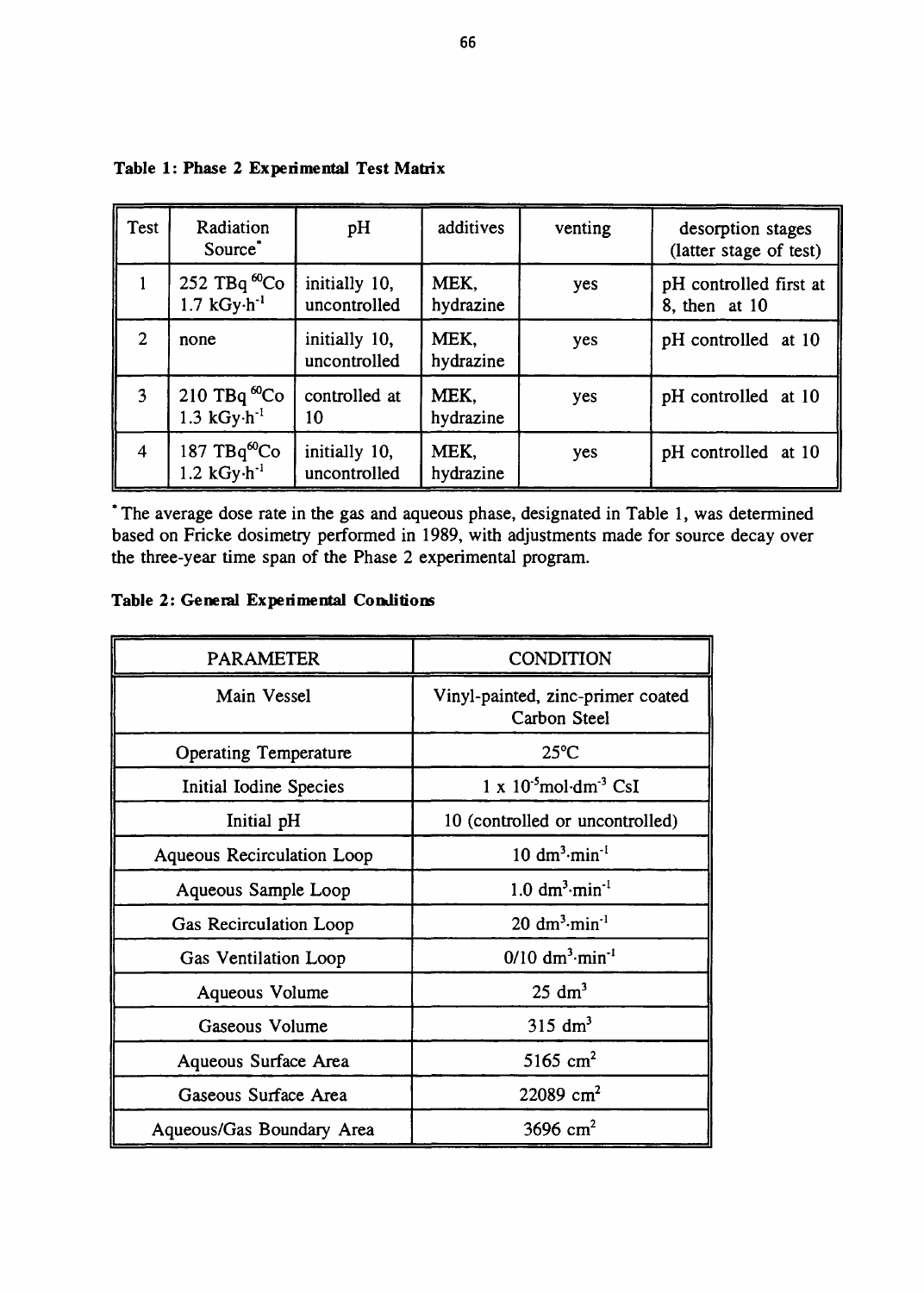**Table 1: Phase 2 Experimental Test Matrix**

| Test | Radiation Source* | pH | additives | venting | desorption stages (latter stage of test) |
|---|---|---|---|---|---|
| 1 | 252 TBq $^{60}Co$ 1.7 $kGy \cdot h^{-1}$ | initially 10, uncontrolled | MEK, hydrazine | yes | pH controlled first at 8, then at 10 |
| 2 | none | initially 10, uncontrolled | MEK, hydrazine | yes | pH controlled at 10 |
| 3 | 210 TBq $^{60}Co$ 1.3 $kGy \cdot h^{-1}$ | controlled at 10 | MEK, hydrazine | yes | pH controlled at 10 |
| 4 | 187 TBq$^{60}Co$ 1.2 $kGy \cdot h^{-1}$ | initially 10, uncontrolled | MEK, hydrazine | yes | pH controlled at 10 |

*The average dose rate in the gas and aqueous phase, designated in Table 1, was determined based on Fricke dosimetry performed in 1989, with adjustments made for source decay over the three-year time span of the Phase 2 experimental program.

**Table 2: General Experimental Conditions**

| PARAMETER | CONDITION |
|---|---|
| Main Vessel | Vinyl-painted, zinc-primer coated Carbon Steel |
| Operating Temperature | 25°C |
| Initial Iodine Species | $1 \times 10^{-5} mol \cdot dm^{-3}$ CsI |
| Initial pH | 10 (controlled or uncontrolled) |
| Aqueous Recirculation Loop | 10 $dm^3 \cdot min^{-1}$ |
| Aqueous Sample Loop | 1.0 $dm^3 \cdot min^{-1}$ |
| Gas Recirculation Loop | 20 $dm^3 \cdot min^{-1}$ |
| Gas Ventilation Loop | 0/10 $dm^3 \cdot min^{-1}$ |
| Aqueous Volume | 25 $dm^3$ |
| Gaseous Volume | 315 $dm^3$ |
| Aqueous Surface Area | 5165 $cm^2$ |
| Gaseous Surface Area | 22089 $cm^2$ |
| Aqueous/Gas Boundary Area | 3696 $cm^2$ |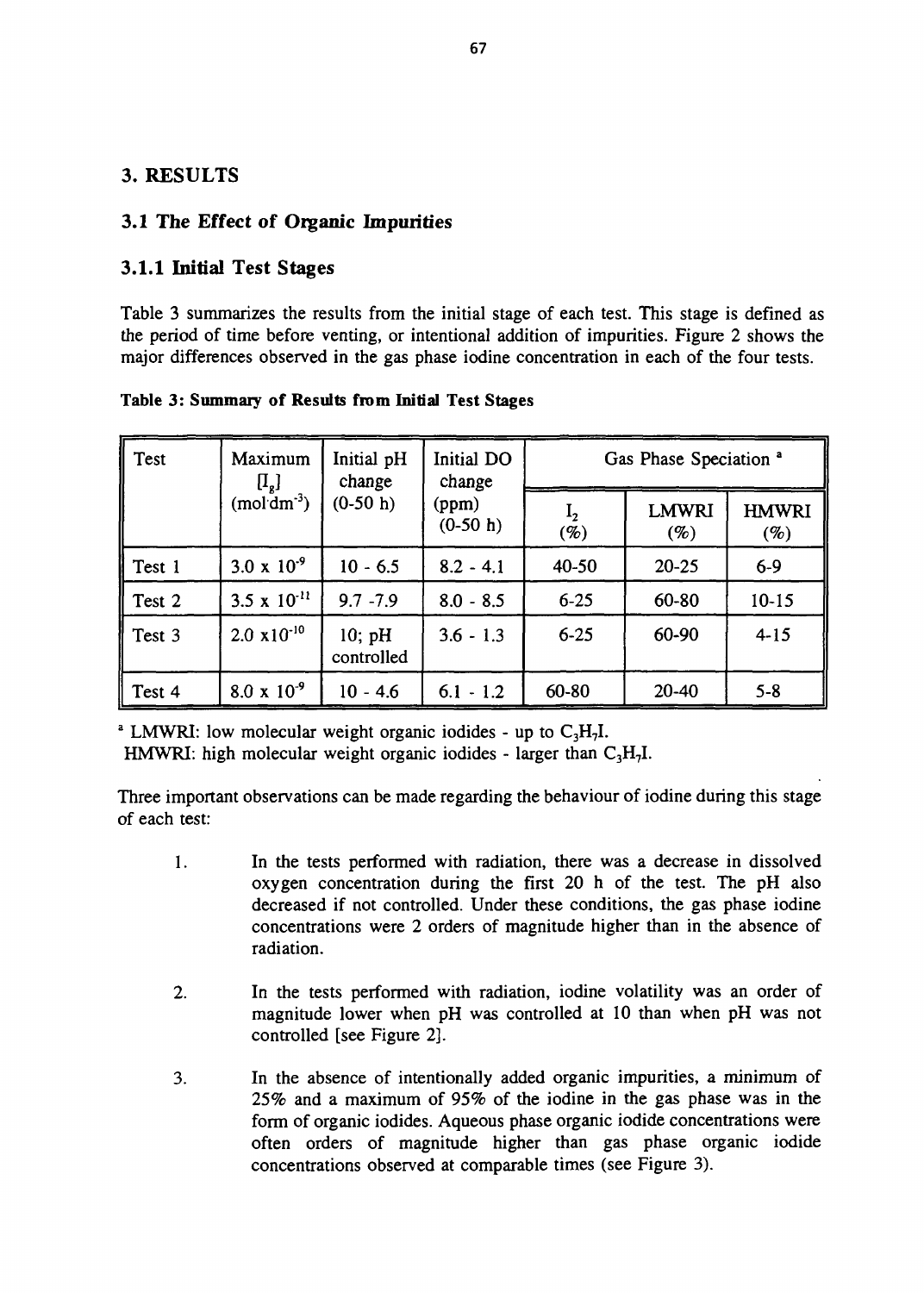## 3. RESULTS

## 3.1 The Effect of Organic Impurities

### 3.1.1 Initial Test Stages

Table 3 summarizes the results from the initial stage of each test. This stage is defined as the period of time before venting, or intentional addition of impurities. Figure 2 shows the major differences observed in the gas phase iodine concentration in each of the four tests.

**Table 3: Summary of Results from Initial Test Stages**

| Test | Maximum $[I_g]$ ($mol \cdot dm^{-3}$) | Initial pH change (0-50 h) | Initial DO change (ppm) (0-50 h) | Gas Phase Speciation [a] | | |
|---|---|---|---|---|---|---|
| | | | | $I_2$ (%) | LMWRI (%) | HMWRI (%) |
| Test 1 | $3.0 \times 10^{-9}$ | 10 - 6.5 | 8.2 - 4.1 | 40-50 | 20-25 | 6-9 |
| Test 2 | $3.5 \times 10^{-11}$ | 9.7 -7.9 | 8.0 - 8.5 | 6-25 | 60-80 | 10-15 |
| Test 3 | $2.0 \times 10^{-10}$ | 10; pH controlled | 3.6 - 1.3 | 6-25 | 60-90 | 4-15 |
| Test 4 | $8.0 \times 10^{-9}$ | 10 - 4.6 | 6.1 - 1.2 | 60-80 | 20-40 | 5-8 |

[a] LMWRI: low molecular weight organic iodides - up to $C_3H_7I$.
HMWRI: high molecular weight organic iodides - larger than $C_3H_7I$.

Three important observations can be made regarding the behaviour of iodine during this stage of each test:

1. In the tests performed with radiation, there was a decrease in dissolved oxygen concentration during the first 20 h of the test. The pH also decreased if not controlled. Under these conditions, the gas phase iodine concentrations were 2 orders of magnitude higher than in the absence of radiation.

2. In the tests performed with radiation, iodine volatility was an order of magnitude lower when pH was controlled at 10 than when pH was not controlled [see Figure 2].

3. In the absence of intentionally added organic impurities, a minimum of 25% and a maximum of 95% of the iodine in the gas phase was in the form of organic iodides. Aqueous phase organic iodide concentrations were often orders of magnitude higher than gas phase organic iodide concentrations observed at comparable times (see Figure 3).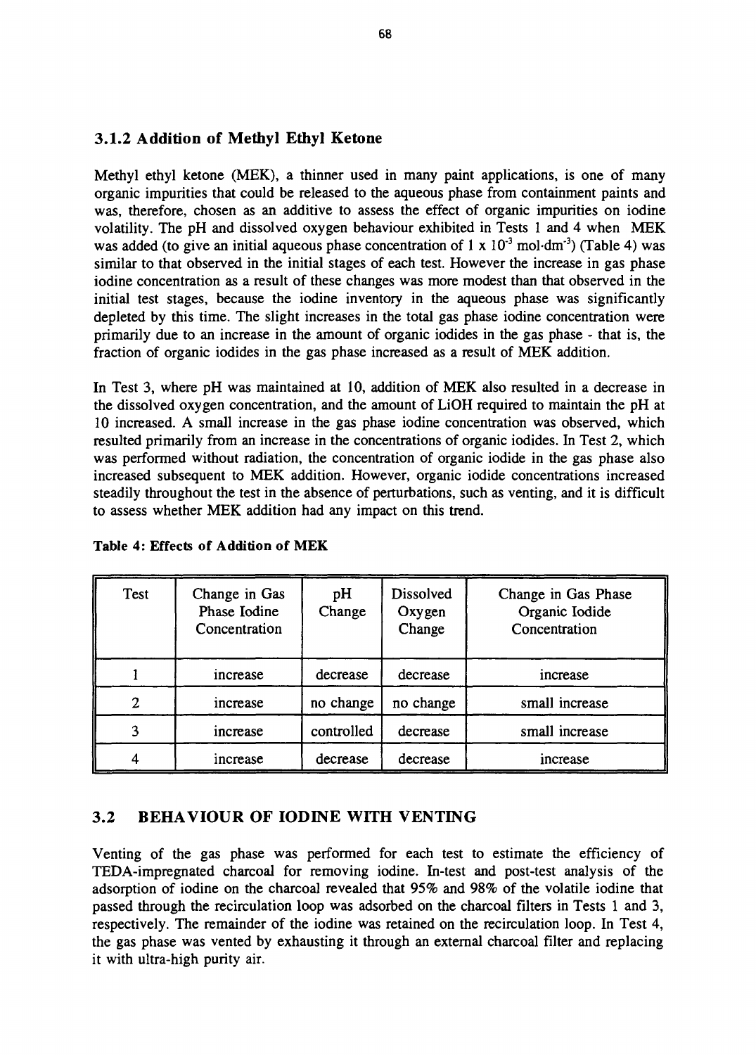### 3.1.2 Addition of Methyl Ethyl Ketone

Methyl ethyl ketone (MEK), a thinner used in many paint applications, is one of many organic impurities that could be released to the aqueous phase from containment paints and was, therefore, chosen as an additive to assess the effect of organic impurities on iodine volatility. The pH and dissolved oxygen behaviour exhibited in Tests 1 and 4 when MEK was added (to give an initial aqueous phase concentration of $1 \times 10^{-3}$ mol·dm$^{-3}$) (Table 4) was similar to that observed in the initial stages of each test. However the increase in gas phase iodine concentration as a result of these changes was more modest than that observed in the initial test stages, because the iodine inventory in the aqueous phase was significantly depleted by this time. The slight increases in the total gas phase iodine concentration were primarily due to an increase in the amount of organic iodides in the gas phase - that is, the fraction of organic iodides in the gas phase increased as a result of MEK addition.

In Test 3, where pH was maintained at 10, addition of MEK also resulted in a decrease in the dissolved oxygen concentration, and the amount of LiOH required to maintain the pH at 10 increased. A small increase in the gas phase iodine concentration was observed, which resulted primarily from an increase in the concentrations of organic iodides. In Test 2, which was performed without radiation, the concentration of organic iodide in the gas phase also increased subsequent to MEK addition. However, organic iodide concentrations increased steadily throughout the test in the absence of perturbations, such as venting, and it is difficult to assess whether MEK addition had any impact on this trend.

**Table 4: Effects of Addition of MEK**

| Test | Change in Gas Phase Iodine Concentration | pH Change | Dissolved Oxygen Change | Change in Gas Phase Organic Iodide Concentration |
|---|---|---|---|---|
| 1 | increase | decrease | decrease | increase |
| 2 | increase | no change | no change | small increase |
| 3 | increase | controlled | decrease | small increase |
| 4 | increase | decrease | decrease | increase |

## 3.2 BEHAVIOUR OF IODINE WITH VENTING

Venting of the gas phase was performed for each test to estimate the efficiency of TEDA-impregnated charcoal for removing iodine. In-test and post-test analysis of the adsorption of iodine on the charcoal revealed that 95% and 98% of the volatile iodine that passed through the recirculation loop was adsorbed on the charcoal filters in Tests 1 and 3, respectively. The remainder of the iodine was retained on the recirculation loop. In Test 4, the gas phase was vented by exhausting it through an external charcoal filter and replacing it with ultra-high purity air.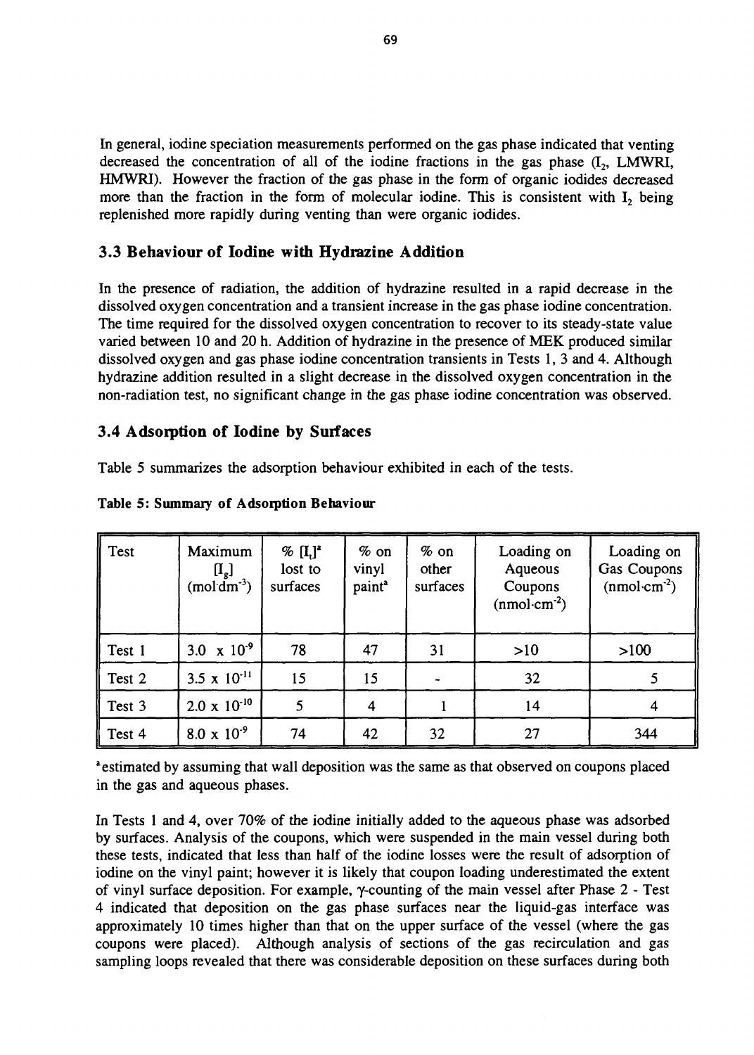In general, iodine speciation measurements performed on the gas phase indicated that venting decreased the concentration of all of the iodine fractions in the gas phase ($I_2$, LMWRI, HMWRI). However the fraction of the gas phase in the form of organic iodides decreased more than the fraction in the form of molecular iodine. This is consistent with $I_2$ being replenished more rapidly during venting than were organic iodides.

## 3.3 Behaviour of Iodine with Hydrazine Addition

In the presence of radiation, the addition of hydrazine resulted in a rapid decrease in the dissolved oxygen concentration and a transient increase in the gas phase iodine concentration. The time required for the dissolved oxygen concentration to recover to its steady-state value varied between 10 and 20 h. Addition of hydrazine in the presence of MEK produced similar dissolved oxygen and gas phase iodine concentration transients in Tests 1, 3 and 4. Although hydrazine addition resulted in a slight decrease in the dissolved oxygen concentration in the non-radiation test, no significant change in the gas phase iodine concentration was observed.

## 3.4 Adsorption of Iodine by Surfaces

Table 5 summarizes the adsorption behaviour exhibited in each of the tests.

**Table 5: Summary of Adsorption Behaviour**

| Test | Maximum $[I_g]$ ($mol{\cdot}dm^{-3}$) | % $[I_t]$[a] lost to surfaces | % on vinyl paint[a] | % on other surfaces | Loading on Aqueous Coupons ($nmol{\cdot}cm^{-2}$) | Loading on Gas Coupons ($nmol{\cdot}cm^{-2}$) |
|---|---|---|---|---|---|---|
| Test 1 | $3.0 \times 10^{-9}$ | 78 | 47 | 31 | >10 | >100 |
| Test 2 | $3.5 \times 10^{-11}$ | 15 | 15 | - | 32 | 5 |
| Test 3 | $2.0 \times 10^{-10}$ | 5 | 4 | 1 | 14 | 4 |
| Test 4 | $8.0 \times 10^{-9}$ | 74 | 42 | 32 | 27 | 344 |

[a] estimated by assuming that wall deposition was the same as that observed on coupons placed in the gas and aqueous phases.

In Tests 1 and 4, over 70% of the iodine initially added to the aqueous phase was adsorbed by surfaces. Analysis of the coupons, which were suspended in the main vessel during both these tests, indicated that less than half of the iodine losses were the result of adsorption of iodine on the vinyl paint; however it is likely that coupon loading underestimated the extent of vinyl surface deposition. For example, $\gamma$-counting of the main vessel after Phase 2 - Test 4 indicated that deposition on the gas phase surfaces near the liquid-gas interface was approximately 10 times higher than that on the upper surface of the vessel (where the gas coupons were placed). Although analysis of sections of the gas recirculation and gas sampling loops revealed that there was considerable deposition on these surfaces during both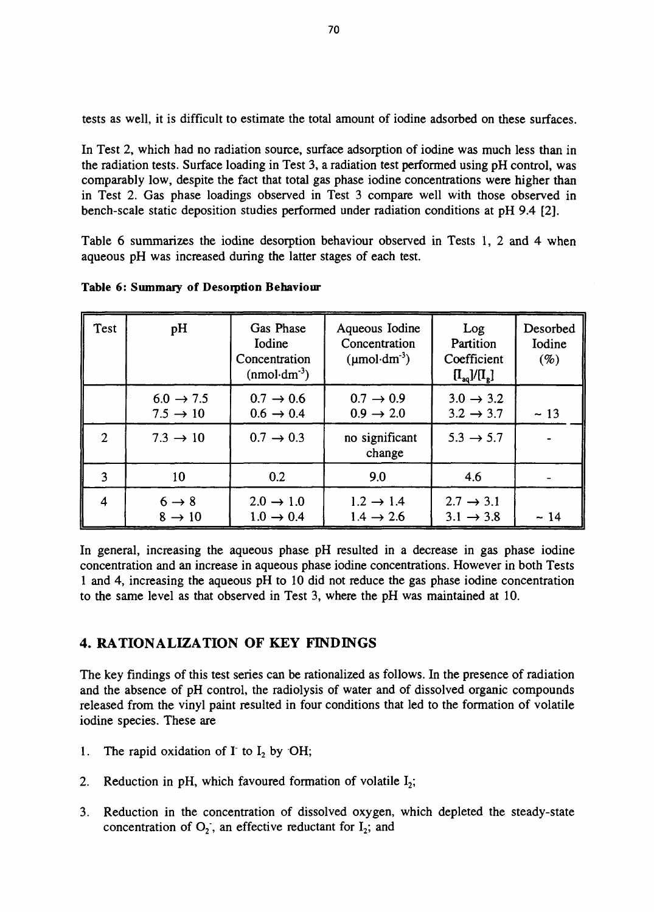tests as well, it is difficult to estimate the total amount of iodine adsorbed on these surfaces.

In Test 2, which had no radiation source, surface adsorption of iodine was much less than in the radiation tests. Surface loading in Test 3, a radiation test performed using pH control, was comparably low, despite the fact that total gas phase iodine concentrations were higher than in Test 2. Gas phase loadings observed in Test 3 compare well with those observed in bench-scale static deposition studies performed under radiation conditions at pH 9.4 [2].

Table 6 summarizes the iodine desorption behaviour observed in Tests 1, 2 and 4 when aqueous pH was increased during the latter stages of each test.

**Table 6: Summary of Desorption Behaviour**

| Test | pH | Gas Phase Iodine Concentration ($nmol \cdot dm^{-3}$) | Aqueous Iodine Concentration ($\mu mol \cdot dm^{-3}$) | Log Partition Coefficient $[I_{aq}]/[I_g]$ | Desorbed Iodine (%) |
|---|---|---|---|---|---|
| | $6.0 \rightarrow 7.5$<br>$7.5 \rightarrow 10$ | $0.7 \rightarrow 0.6$<br>$0.6 \rightarrow 0.4$ | $0.7 \rightarrow 0.9$<br>$0.9 \rightarrow 2.0$ | $3.0 \rightarrow 3.2$<br>$3.2 \rightarrow 3.7$ | ~ 13 |
| 2 | $7.3 \rightarrow 10$ | $0.7 \rightarrow 0.3$ | no significant change | $5.3 \rightarrow 5.7$ | - |
| 3 | 10 | 0.2 | 9.0 | 4.6 | - |
| 4 | $6 \rightarrow 8$<br>$8 \rightarrow 10$ | $2.0 \rightarrow 1.0$<br>$1.0 \rightarrow 0.4$ | $1.2 \rightarrow 1.4$<br>$1.4 \rightarrow 2.6$ | $2.7 \rightarrow 3.1$<br>$3.1 \rightarrow 3.8$ | ~ 14 |

In general, increasing the aqueous phase pH resulted in a decrease in gas phase iodine concentration and an increase in aqueous phase iodine concentrations. However in both Tests 1 and 4, increasing the aqueous pH to 10 did not reduce the gas phase iodine concentration to the same level as that observed in Test 3, where the pH was maintained at 10.

## 4. RATIONALIZATION OF KEY FINDINGS

The key findings of this test series can be rationalized as follows. In the presence of radiation and the absence of pH control, the radiolysis of water and of dissolved organic compounds released from the vinyl paint resulted in four conditions that led to the formation of volatile iodine species. These are

1. The rapid oxidation of $I^-$ to $I_2$ by $^{\cdot}OH$;

2. Reduction in pH, which favoured formation of volatile $I_2$;

3. Reduction in the concentration of dissolved oxygen, which depleted the steady-state concentration of $O_2^-$, an effective reductant for $I_2$; and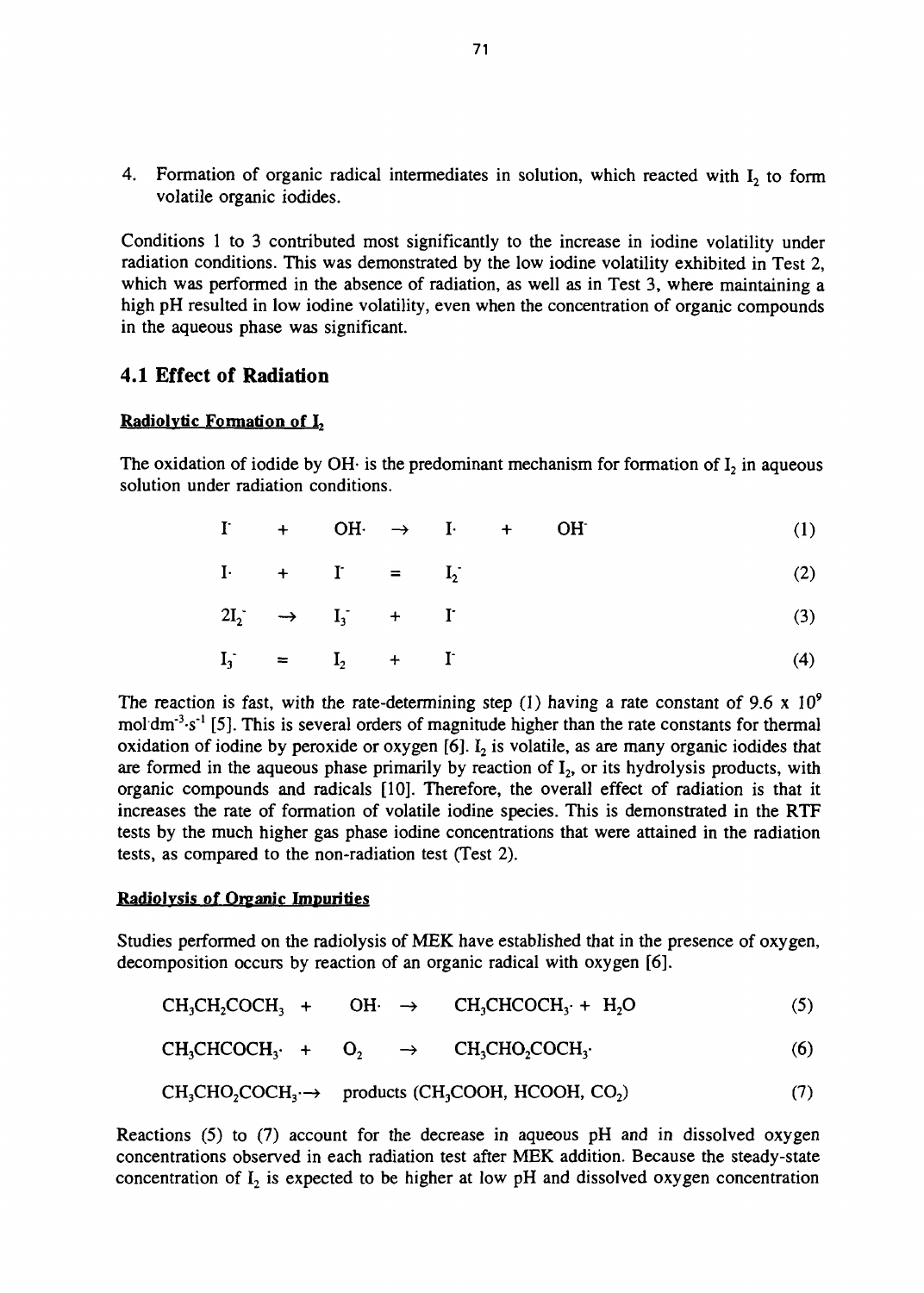4. Formation of organic radical intermediates in solution, which reacted with $I_2$ to form volatile organic iodides.

Conditions 1 to 3 contributed most significantly to the increase in iodine volatility under radiation conditions. This was demonstrated by the low iodine volatility exhibited in Test 2, which was performed in the absence of radiation, as well as in Test 3, where maintaining a high pH resulted in low iodine volatility, even when the concentration of organic compounds in the aqueous phase was significant.

## 4.1 Effect of Radiation

**Radiolytic Formation of $I_2$**

The oxidation of iodide by OH· is the predominant mechanism for formation of $I_2$ in aqueous solution under radiation conditions.

$$I^- + OH\cdot \rightarrow I\cdot + OH^- \quad (1)$$

$$I\cdot + I^- = I_2^- \quad (2)$$

$$2I_2^- \rightarrow I_3^- + I^- \quad (3)$$

$$I_3^- = I_2 + I^- \quad (4)$$

The reaction is fast, with the rate-determining step (1) having a rate constant of $9.6 \times 10^9$ $mol \cdot dm^{-3} \cdot s^{-1}$ [5]. This is several orders of magnitude higher than the rate constants for thermal oxidation of iodine by peroxide or oxygen [6]. $I_2$ is volatile, as are many organic iodides that are formed in the aqueous phase primarily by reaction of $I_2$, or its hydrolysis products, with organic compounds and radicals [10]. Therefore, the overall effect of radiation is that it increases the rate of formation of volatile iodine species. This is demonstrated in the RTF tests by the much higher gas phase iodine concentrations that were attained in the radiation tests, as compared to the non-radiation test (Test 2).

**Radiolysis of Organic Impurities**

Studies performed on the radiolysis of MEK have established that in the presence of oxygen, decomposition occurs by reaction of an organic radical with oxygen [6].

$$CH_3CH_2COCH_3 + OH\cdot \rightarrow CH_3CHCOCH_3\cdot + H_2O \quad (5)$$

$$CH_3CHCOCH_3\cdot + O_2 \rightarrow CH_3CHO_2COCH_3\cdot \quad (6)$$

$$CH_3CHO_2COCH_3\cdot \rightarrow \text{products } (CH_3COOH, HCOOH, CO_2) \quad (7)$$

Reactions (5) to (7) account for the decrease in aqueous pH and in dissolved oxygen concentrations observed in each radiation test after MEK addition. Because the steady-state concentration of $I_2$ is expected to be higher at low pH and dissolved oxygen concentration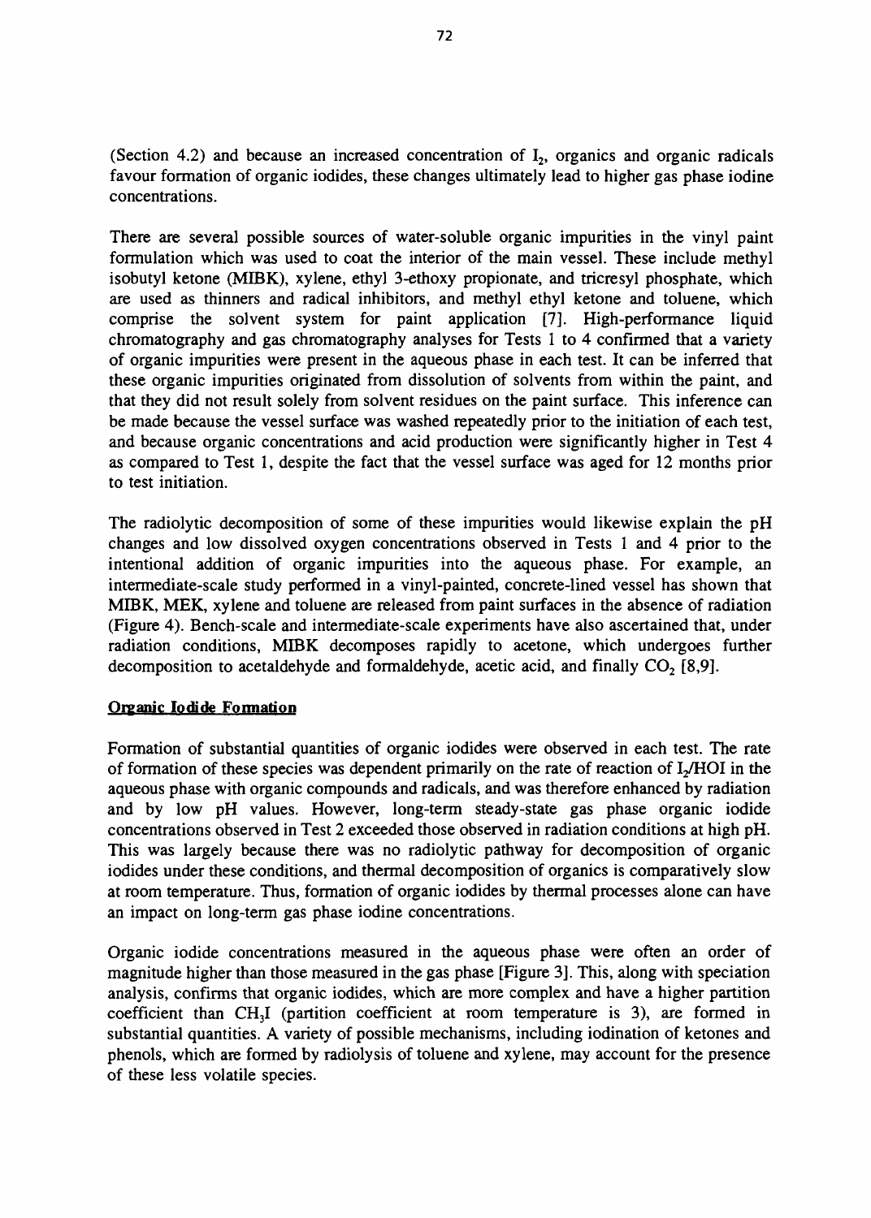(Section 4.2) and because an increased concentration of $I_2$, organics and organic radicals favour formation of organic iodides, these changes ultimately lead to higher gas phase iodine concentrations.

There are several possible sources of water-soluble organic impurities in the vinyl paint formulation which was used to coat the interior of the main vessel. These include methyl isobutyl ketone (MIBK), xylene, ethyl 3-ethoxy propionate, and tricresyl phosphate, which are used as thinners and radical inhibitors, and methyl ethyl ketone and toluene, which comprise the solvent system for paint application [7]. High-performance liquid chromatography and gas chromatography analyses for Tests 1 to 4 confirmed that a variety of organic impurities were present in the aqueous phase in each test. It can be inferred that these organic impurities originated from dissolution of solvents from within the paint, and that they did not result solely from solvent residues on the paint surface. This inference can be made because the vessel surface was washed repeatedly prior to the initiation of each test, and because organic concentrations and acid production were significantly higher in Test 4 as compared to Test 1, despite the fact that the vessel surface was aged for 12 months prior to test initiation.

The radiolytic decomposition of some of these impurities would likewise explain the pH changes and low dissolved oxygen concentrations observed in Tests 1 and 4 prior to the intentional addition of organic impurities into the aqueous phase. For example, an intermediate-scale study performed in a vinyl-painted, concrete-lined vessel has shown that MIBK, MEK, xylene and toluene are released from paint surfaces in the absence of radiation (Figure 4). Bench-scale and intermediate-scale experiments have also ascertained that, under radiation conditions, MIBK decomposes rapidly to acetone, which undergoes further decomposition to acetaldehyde and formaldehyde, acetic acid, and finally $CO_2$ [8,9].

## Organic Iodide Formation

Formation of substantial quantities of organic iodides were observed in each test. The rate of formation of these species was dependent primarily on the rate of reaction of $I_2$/HOI in the aqueous phase with organic compounds and radicals, and was therefore enhanced by radiation and by low pH values. However, long-term steady-state gas phase organic iodide concentrations observed in Test 2 exceeded those observed in radiation conditions at high pH. This was largely because there was no radiolytic pathway for decomposition of organic iodides under these conditions, and thermal decomposition of organics is comparatively slow at room temperature. Thus, formation of organic iodides by thermal processes alone can have an impact on long-term gas phase iodine concentrations.

Organic iodide concentrations measured in the aqueous phase were often an order of magnitude higher than those measured in the gas phase [Figure 3]. This, along with speciation analysis, confirms that organic iodides, which are more complex and have a higher partition coefficient than $CH_3I$ (partition coefficient at room temperature is 3), are formed in substantial quantities. A variety of possible mechanisms, including iodination of ketones and phenols, which are formed by radiolysis of toluene and xylene, may account for the presence of these less volatile species.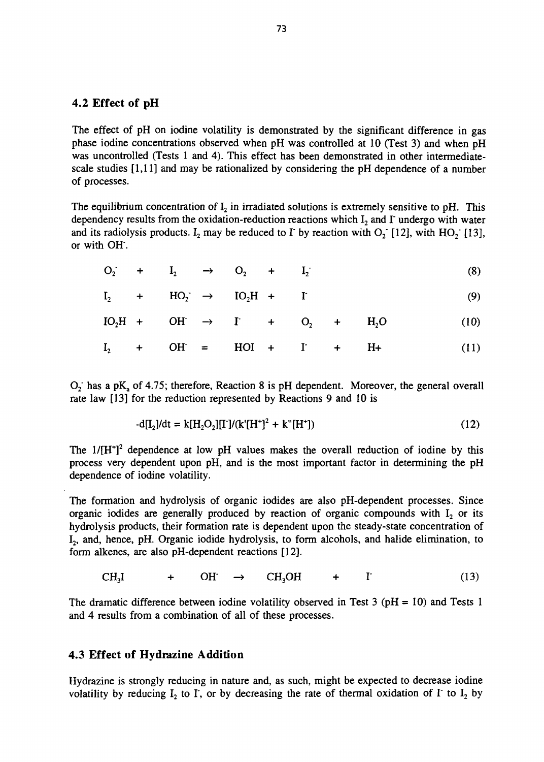## 4.2 Effect of pH

The effect of pH on iodine volatility is demonstrated by the significant difference in gas phase iodine concentrations observed when pH was controlled at 10 (Test 3) and when pH was uncontrolled (Tests 1 and 4). This effect has been demonstrated in other intermediate-scale studies [1,11] and may be rationalized by considering the pH dependence of a number of processes.

The equilibrium concentration of $I_2$ in irradiated solutions is extremely sensitive to pH. This dependency results from the oxidation-reduction reactions which $I_2$ and $I^-$ undergo with water and its radiolysis products. $I_2$ may be reduced to $I^-$ by reaction with $O_2^-$ [12], with $HO_2^-$ [13], or with $OH^-$.

$$O_2^- + I_2 \rightarrow O_2 + I_2^- \tag{8}$$

$$I_2 + HO_2^- \rightarrow IO_2H + I^- \tag{9}$$

$$IO_2H + OH^- \rightarrow I^- + O_2 + H_2O \tag{10}$$

$$I_2 + OH^- = HOI + I^- + H+ \tag{11}$$

$O_2^-$ has a $pK_a$ of 4.75; therefore, Reaction 8 is pH dependent. Moreover, the general overall rate law [13] for the reduction represented by Reactions 9 and 10 is

$$-d[I_2]/dt = k[H_2O_2][I^-]/(k'[H^+]^2 + k''[H^+]) \tag{12}$$

The $1/[H^+]^2$ dependence at low pH values makes the overall reduction of iodine by this process very dependent upon pH, and is the most important factor in determining the pH dependence of iodine volatility.

The formation and hydrolysis of organic iodides are also pH-dependent processes. Since organic iodides are generally produced by reaction of organic compounds with $I_2$ or its hydrolysis products, their formation rate is dependent upon the steady-state concentration of $I_2$, and, hence, pH. Organic iodide hydrolysis, to form alcohols, and halide elimination, to form alkenes, are also pH-dependent reactions [12].

$$CH_3I + OH^- \rightarrow CH_3OH + I^- \tag{13}$$

The dramatic difference between iodine volatility observed in Test 3 (pH = 10) and Tests 1 and 4 results from a combination of all of these processes.

## 4.3 Effect of Hydrazine Addition

Hydrazine is strongly reducing in nature and, as such, might be expected to decrease iodine volatility by reducing $I_2$ to $I^-$, or by decreasing the rate of thermal oxidation of $I^-$ to $I_2$ by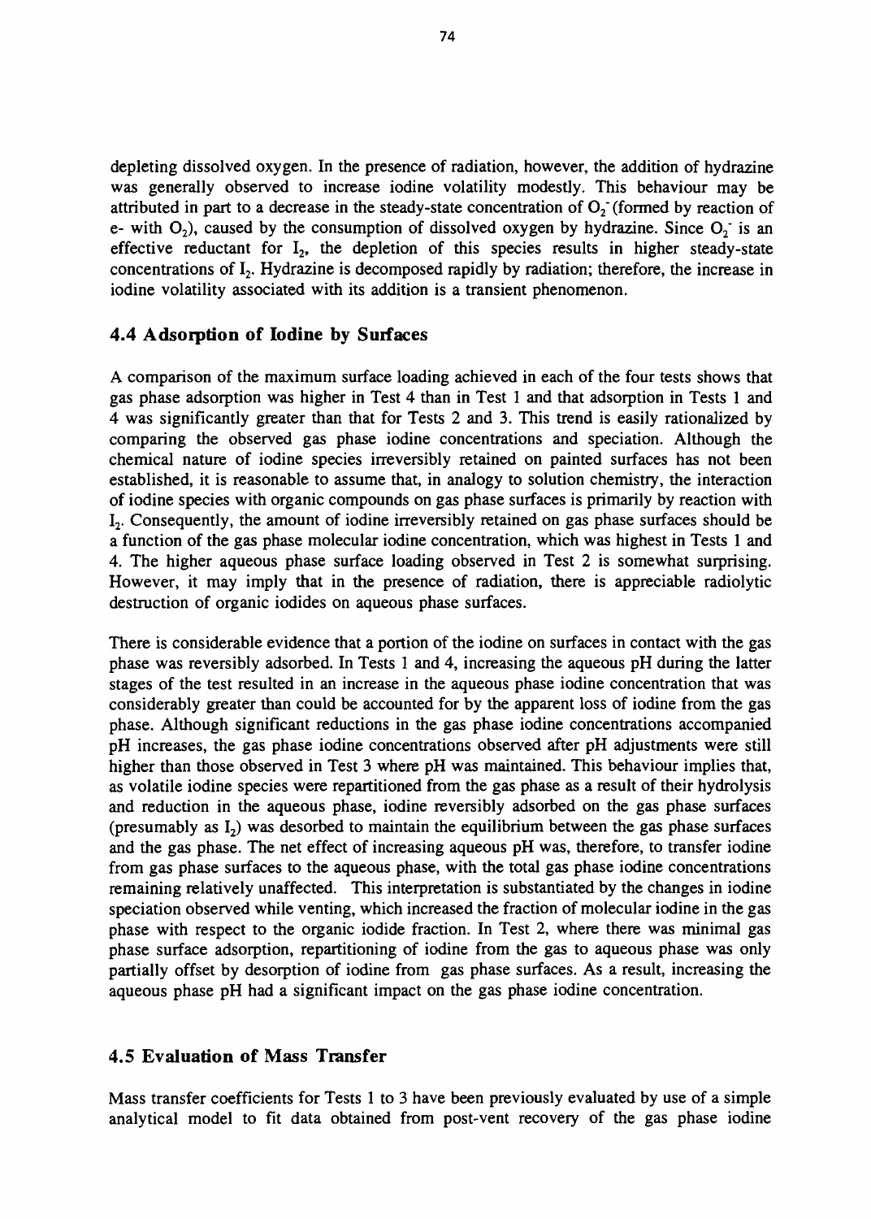depleting dissolved oxygen. In the presence of radiation, however, the addition of hydrazine was generally observed to increase iodine volatility modestly. This behaviour may be attributed in part to a decrease in the steady-state concentration of $O_2^-$ (formed by reaction of e- with $O_2$), caused by the consumption of dissolved oxygen by hydrazine. Since $O_2^-$ is an effective reductant for $I_2$, the depletion of this species results in higher steady-state concentrations of $I_2$. Hydrazine is decomposed rapidly by radiation; therefore, the increase in iodine volatility associated with its addition is a transient phenomenon.

## 4.4 Adsorption of Iodine by Surfaces

A comparison of the maximum surface loading achieved in each of the four tests shows that gas phase adsorption was higher in Test 4 than in Test 1 and that adsorption in Tests 1 and 4 was significantly greater than that for Tests 2 and 3. This trend is easily rationalized by comparing the observed gas phase iodine concentrations and speciation. Although the chemical nature of iodine species irreversibly retained on painted surfaces has not been established, it is reasonable to assume that, in analogy to solution chemistry, the interaction of iodine species with organic compounds on gas phase surfaces is primarily by reaction with $I_2$. Consequently, the amount of iodine irreversibly retained on gas phase surfaces should be a function of the gas phase molecular iodine concentration, which was highest in Tests 1 and 4. The higher aqueous phase surface loading observed in Test 2 is somewhat surprising. However, it may imply that in the presence of radiation, there is appreciable radiolytic destruction of organic iodides on aqueous phase surfaces.

There is considerable evidence that a portion of the iodine on surfaces in contact with the gas phase was reversibly adsorbed. In Tests 1 and 4, increasing the aqueous pH during the latter stages of the test resulted in an increase in the aqueous phase iodine concentration that was considerably greater than could be accounted for by the apparent loss of iodine from the gas phase. Although significant reductions in the gas phase iodine concentrations accompanied pH increases, the gas phase iodine concentrations observed after pH adjustments were still higher than those observed in Test 3 where pH was maintained. This behaviour implies that, as volatile iodine species were repartitioned from the gas phase as a result of their hydrolysis and reduction in the aqueous phase, iodine reversibly adsorbed on the gas phase surfaces (presumably as $I_2$) was desorbed to maintain the equilibrium between the gas phase surfaces and the gas phase. The net effect of increasing aqueous pH was, therefore, to transfer iodine from gas phase surfaces to the aqueous phase, with the total gas phase iodine concentrations remaining relatively unaffected. This interpretation is substantiated by the changes in iodine speciation observed while venting, which increased the fraction of molecular iodine in the gas phase with respect to the organic iodide fraction. In Test 2, where there was minimal gas phase surface adsorption, repartitioning of iodine from the gas to aqueous phase was only partially offset by desorption of iodine from gas phase surfaces. As a result, increasing the aqueous phase pH had a significant impact on the gas phase iodine concentration.

## 4.5 Evaluation of Mass Transfer

Mass transfer coefficients for Tests 1 to 3 have been previously evaluated by use of a simple analytical model to fit data obtained from post-vent recovery of the gas phase iodine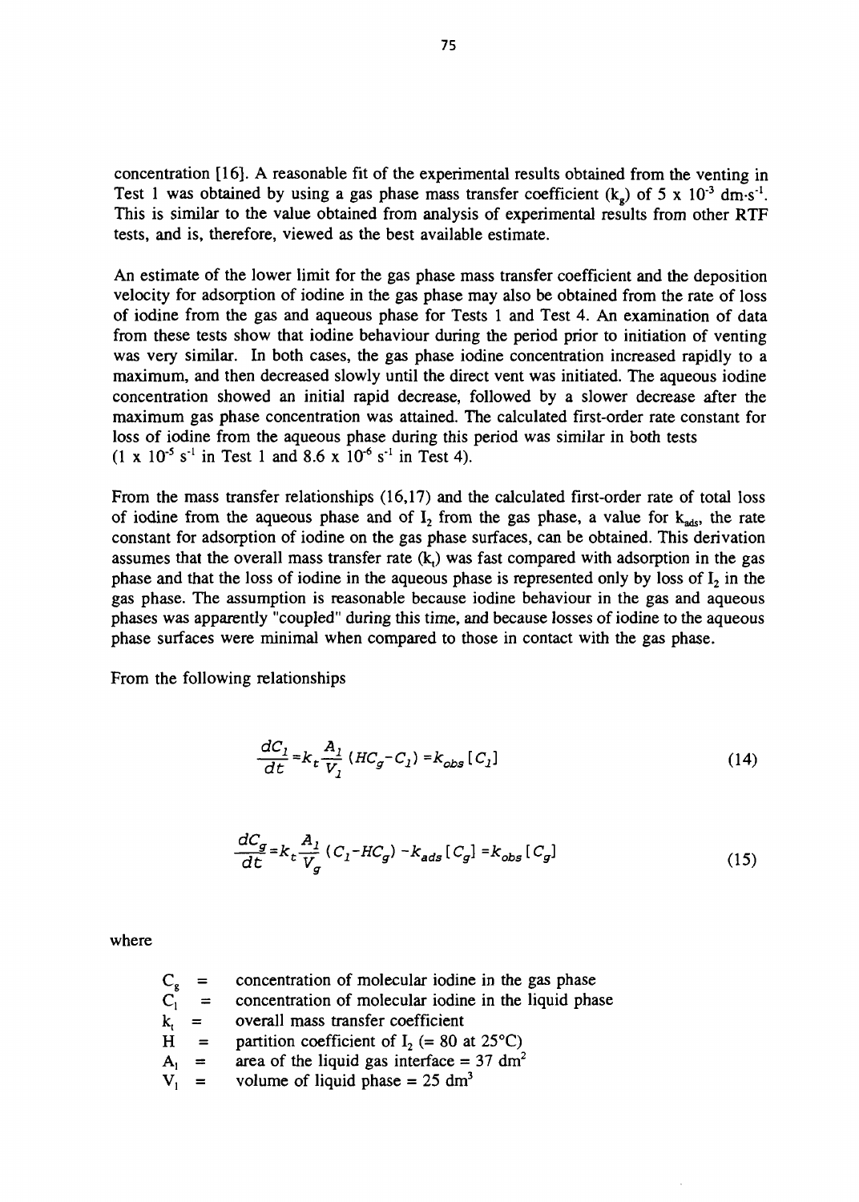concentration [16]. A reasonable fit of the experimental results obtained from the venting in Test 1 was obtained by using a gas phase mass transfer coefficient ($k_g$) of $5 \times 10^{-3}$ $dm \cdot s^{-1}$. This is similar to the value obtained from analysis of experimental results from other RTF tests, and is, therefore, viewed as the best available estimate.

An estimate of the lower limit for the gas phase mass transfer coefficient and the deposition velocity for adsorption of iodine in the gas phase may also be obtained from the rate of loss of iodine from the gas and aqueous phase for Tests 1 and Test 4. An examination of data from these tests show that iodine behaviour during the period prior to initiation of venting was very similar. In both cases, the gas phase iodine concentration increased rapidly to a maximum, and then decreased slowly until the direct vent was initiated. The aqueous iodine concentration showed an initial rapid decrease, followed by a slower decrease after the maximum gas phase concentration was attained. The calculated first-order rate constant for loss of iodine from the aqueous phase during this period was similar in both tests ($1 \times 10^{-5}$ $s^{-1}$ in Test 1 and $8.6 \times 10^{-6}$ $s^{-1}$ in Test 4).

From the mass transfer relationships (16,17) and the calculated first-order rate of total loss of iodine from the aqueous phase and of $I_2$ from the gas phase, a value for $k_{ads}$, the rate constant for adsorption of iodine on the gas phase surfaces, can be obtained. This derivation assumes that the overall mass transfer rate ($k_t$) was fast compared with adsorption in the gas phase and that the loss of iodine in the aqueous phase is represented only by loss of $I_2$ in the gas phase. The assumption is reasonable because iodine behaviour in the gas and aqueous phases was apparently "coupled" during this time, and because losses of iodine to the aqueous phase surfaces were minimal when compared to those in contact with the gas phase.

From the following relationships

$$\frac{dC_l}{dt} = k_t \frac{A_l}{V_l} (HC_g - C_l) = k_{obs} [C_l] \tag{14}$$

$$\frac{dC_g}{dt} = k_t \frac{A_l}{V_g} (C_l - HC_g) - k_{ads} [C_g] = k_{obs} [C_g] \tag{15}$$

where

- $C_g$ = concentration of molecular iodine in the gas phase
- $C_l$ = concentration of molecular iodine in the liquid phase
- $k_t$ = overall mass transfer coefficient
- $H$ = partition coefficient of $I_2$ (= 80 at 25°C)
- $A_l$ = area of the liquid gas interface = 37 $dm^2$
- $V_l$ = volume of liquid phase = 25 $dm^3$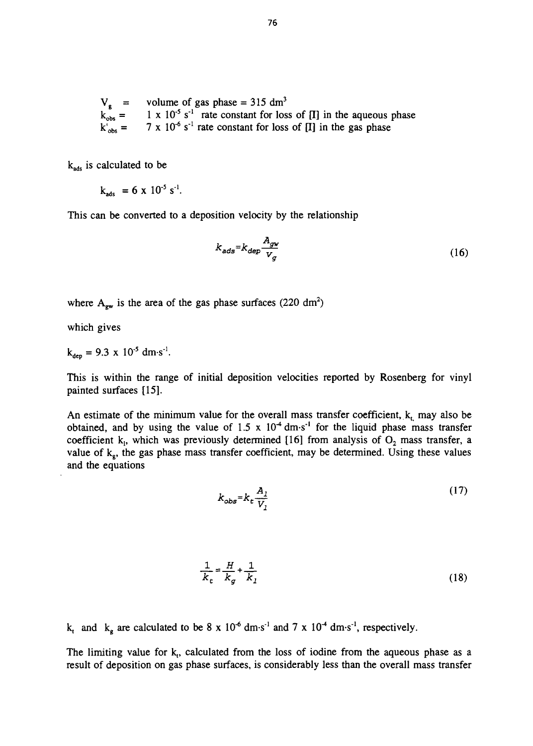$V_g$ = volume of gas phase = 315 $dm^3$
$k_{obs}$ = $1 \times 10^{-5}$ $s^{-1}$ rate constant for loss of [I] in the aqueous phase
$k'_{obs}$ = $7 \times 10^{-6}$ $s^{-1}$ rate constant for loss of [I] in the gas phase

$k_{ads}$ is calculated to be

$k_{ads} = 6 \times 10^{-5}$ $s^{-1}$.

This can be converted to a deposition velocity by the relationship

$$k_{ads} = k_{dep} \frac{A_{gw}}{V_g} \tag{16}$$

where $A_{gw}$ is the area of the gas phase surfaces (220 $dm^2$)

which gives

$k_{dep} = 9.3 \times 10^{-5}$ $dm \cdot s^{-1}$.

This is within the range of initial deposition velocities reported by Rosenberg for vinyl painted surfaces [15].

An estimate of the minimum value for the overall mass transfer coefficient, $k_t$, may also be obtained, and by using the value of $1.5 \times 10^{-4}$ $dm \cdot s^{-1}$ for the liquid phase mass transfer coefficient $k_l$, which was previously determined [16] from analysis of $O_2$ mass transfer, a value of $k_g$, the gas phase mass transfer coefficient, may be determined. Using these values and the equations

$$k_{obs} = k_t \frac{A_l}{V_l} \tag{17}$$

$$\frac{1}{k_t} = \frac{H}{k_g} + \frac{1}{k_l} \tag{18}$$

$k_t$ and $k_g$ are calculated to be $8 \times 10^{-6}$ $dm \cdot s^{-1}$ and $7 \times 10^{-4}$ $dm \cdot s^{-1}$, respectively.

The limiting value for $k_t$, calculated from the loss of iodine from the aqueous phase as a result of deposition on gas phase surfaces, is considerably less than the overall mass transfer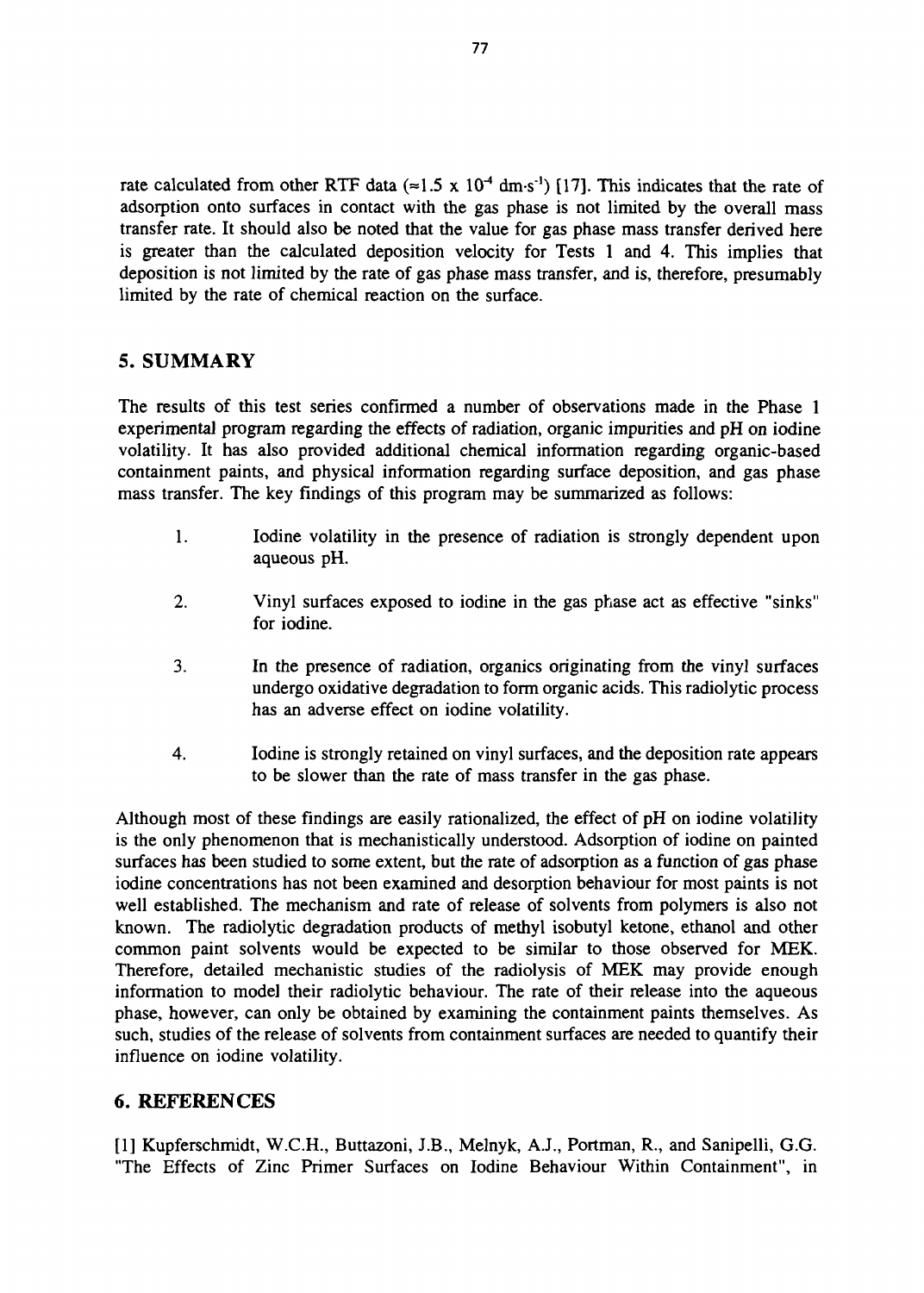rate calculated from other RTF data ($\approx 1.5 \times 10^{-4}$ dm·s$^{-1}$) [17]. This indicates that the rate of adsorption onto surfaces in contact with the gas phase is not limited by the overall mass transfer rate. It should also be noted that the value for gas phase mass transfer derived here is greater than the calculated deposition velocity for Tests 1 and 4. This implies that deposition is not limited by the rate of gas phase mass transfer, and is, therefore, presumably limited by the rate of chemical reaction on the surface.

## 5. SUMMARY

The results of this test series confirmed a number of observations made in the Phase 1 experimental program regarding the effects of radiation, organic impurities and pH on iodine volatility. It has also provided additional chemical information regarding organic-based containment paints, and physical information regarding surface deposition, and gas phase mass transfer. The key findings of this program may be summarized as follows:

1. Iodine volatility in the presence of radiation is strongly dependent upon aqueous pH.

2. Vinyl surfaces exposed to iodine in the gas phase act as effective "sinks" for iodine.

3. In the presence of radiation, organics originating from the vinyl surfaces undergo oxidative degradation to form organic acids. This radiolytic process has an adverse effect on iodine volatility.

4. Iodine is strongly retained on vinyl surfaces, and the deposition rate appears to be slower than the rate of mass transfer in the gas phase.

Although most of these findings are easily rationalized, the effect of pH on iodine volatility is the only phenomenon that is mechanistically understood. Adsorption of iodine on painted surfaces has been studied to some extent, but the rate of adsorption as a function of gas phase iodine concentrations has not been examined and desorption behaviour for most paints is not well established. The mechanism and rate of release of solvents from polymers is also not known. The radiolytic degradation products of methyl isobutyl ketone, ethanol and other common paint solvents would be expected to be similar to those observed for MEK. Therefore, detailed mechanistic studies of the radiolysis of MEK may provide enough information to model their radiolytic behaviour. The rate of their release into the aqueous phase, however, can only be obtained by examining the containment paints themselves. As such, studies of the release of solvents from containment surfaces are needed to quantify their influence on iodine volatility.

## 6. REFERENCES

[1] Kupferschmidt, W.C.H., Buttazoni, J.B., Melnyk, A.J., Portman, R., and Sanipelli, G.G. "The Effects of Zinc Primer Surfaces on Iodine Behaviour Within Containment", in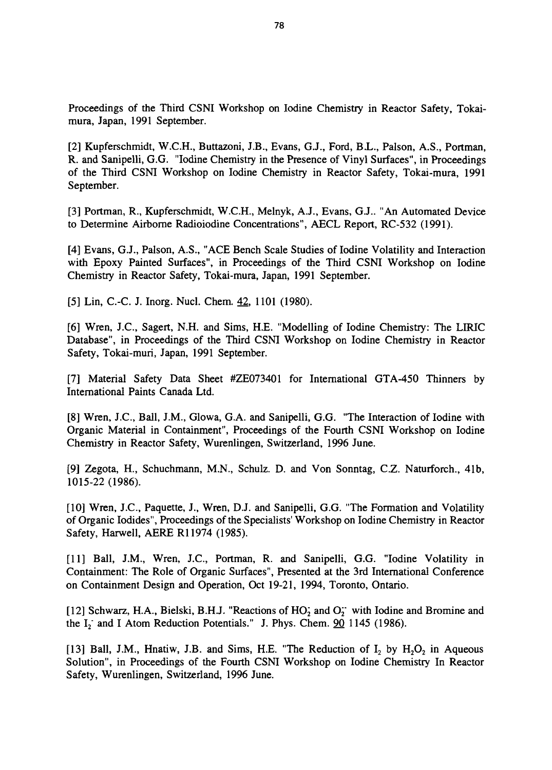Proceedings of the Third CSNI Workshop on Iodine Chemistry in Reactor Safety, Tokai-mura, Japan, 1991 September.

[2] Kupferschmidt, W.C.H., Buttazoni, J.B., Evans, G.J., Ford, B.L., Palson, A.S., Portman, R. and Sanipelli, G.G. "Iodine Chemistry in the Presence of Vinyl Surfaces", in Proceedings of the Third CSNI Workshop on Iodine Chemistry in Reactor Safety, Tokai-mura, 1991 September.

[3] Portman, R., Kupferschmidt, W.C.H., Melnyk, A.J., Evans, G.J.. "An Automated Device to Determine Airborne Radioiodine Concentrations", AECL Report, RC-532 (1991).

[4] Evans, G.J., Palson, A.S., "ACE Bench Scale Studies of Iodine Volatility and Interaction with Epoxy Painted Surfaces", in Proceedings of the Third CSNI Workshop on Iodine Chemistry in Reactor Safety, Tokai-mura, Japan, 1991 September.

[5] Lin, C.-C. J. Inorg. Nucl. Chem. 42, 1101 (1980).

[6] Wren, J.C., Sagert, N.H. and Sims, H.E. "Modelling of Iodine Chemistry: The LIRIC Database", in Proceedings of the Third CSNI Workshop on Iodine Chemistry in Reactor Safety, Tokai-muri, Japan, 1991 September.

[7] Material Safety Data Sheet #ZE073401 for International GTA-450 Thinners by International Paints Canada Ltd.

[8] Wren, J.C., Ball, J.M., Glowa, G.A. and Sanipelli, G.G. "The Interaction of Iodine with Organic Material in Containment", Proceedings of the Fourth CSNI Workshop on Iodine Chemistry in Reactor Safety, Wurenlingen, Switzerland, 1996 June.

[9] Zegota, H., Schuchmann, M.N., Schulz. D. and Von Sonntag, C.Z. Naturforch., 41b, 1015-22 (1986).

[10] Wren, J.C., Paquette, J., Wren, D.J. and Sanipelli, G.G. "The Formation and Volatility of Organic Iodides", Proceedings of the Specialists' Workshop on Iodine Chemistry in Reactor Safety, Harwell, AERE R11974 (1985).

[11] Ball, J.M., Wren, J.C., Portman, R. and Sanipelli, G.G. "Iodine Volatility in Containment: The Role of Organic Surfaces", Presented at the 3rd International Conference on Containment Design and Operation, Oct 19-21, 1994, Toronto, Ontario.

[12] Schwarz, H.A., Bielski, B.H.J. "Reactions of $HO_2^-$ and $O_2^{\cdot -}$ with Iodine and Bromine and the $I_2^-$ and I Atom Reduction Potentials." J. Phys. Chem. 90 1145 (1986).

[13] Ball, J.M., Hnatiw, J.B. and Sims, H.E. "The Reduction of $I_2$ by $H_2O_2$ in Aqueous Solution", in Proceedings of the Fourth CSNI Workshop on Iodine Chemistry In Reactor Safety, Wurenlingen, Switzerland, 1996 June.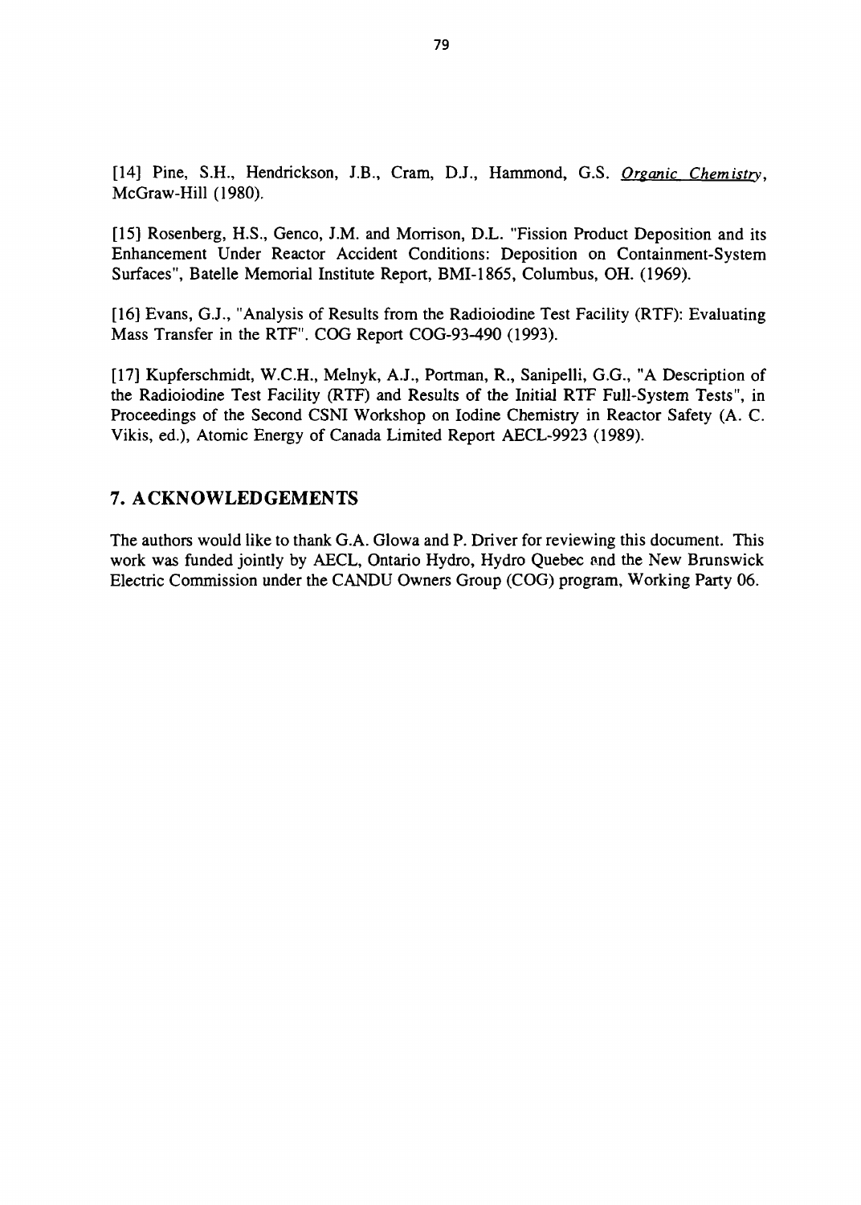[14] Pine, S.H., Hendrickson, J.B., Cram, D.J., Hammond, G.S. *Organic Chemistry*, McGraw-Hill (1980).

[15] Rosenberg, H.S., Genco, J.M. and Morrison, D.L. "Fission Product Deposition and its Enhancement Under Reactor Accident Conditions: Deposition on Containment-System Surfaces", Batelle Memorial Institute Report, BMI-1865, Columbus, OH. (1969).

[16] Evans, G.J., "Analysis of Results from the Radioiodine Test Facility (RTF): Evaluating Mass Transfer in the RTF". COG Report COG-93-490 (1993).

[17] Kupferschmidt, W.C.H., Melnyk, A.J., Portman, R., Sanipelli, G.G., "A Description of the Radioiodine Test Facility (RTF) and Results of the Initial RTF Full-System Tests", in Proceedings of the Second CSNI Workshop on Iodine Chemistry in Reactor Safety (A. C. Vikis, ed.), Atomic Energy of Canada Limited Report AECL-9923 (1989).

## 7. ACKNOWLEDGEMENTS

The authors would like to thank G.A. Glowa and P. Driver for reviewing this document. This work was funded jointly by AECL, Ontario Hydro, Hydro Quebec and the New Brunswick Electric Commission under the CANDU Owners Group (COG) program, Working Party 06.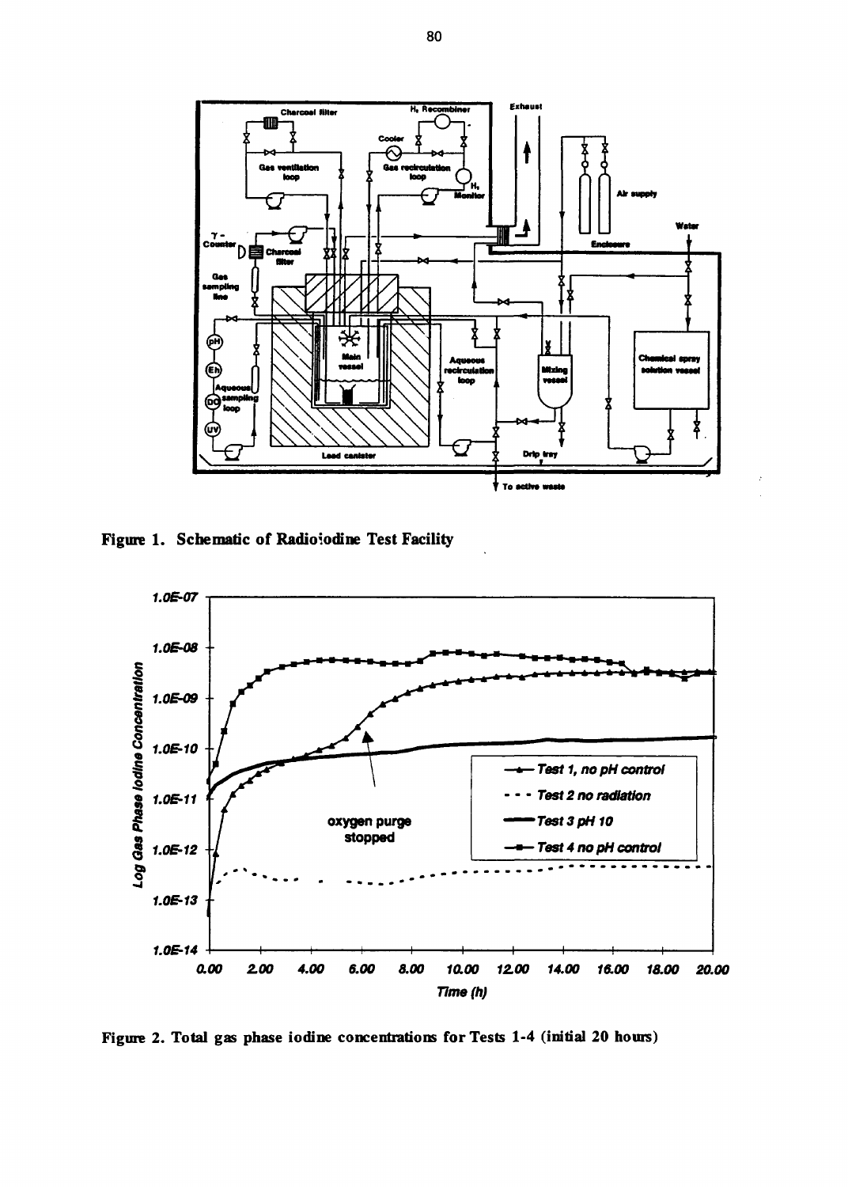**Figure 1. Schematic of Radioiodine Test Facility**

**Figure 2. Total gas phase iodine concentrations for Tests 1-4 (initial 20 hours)**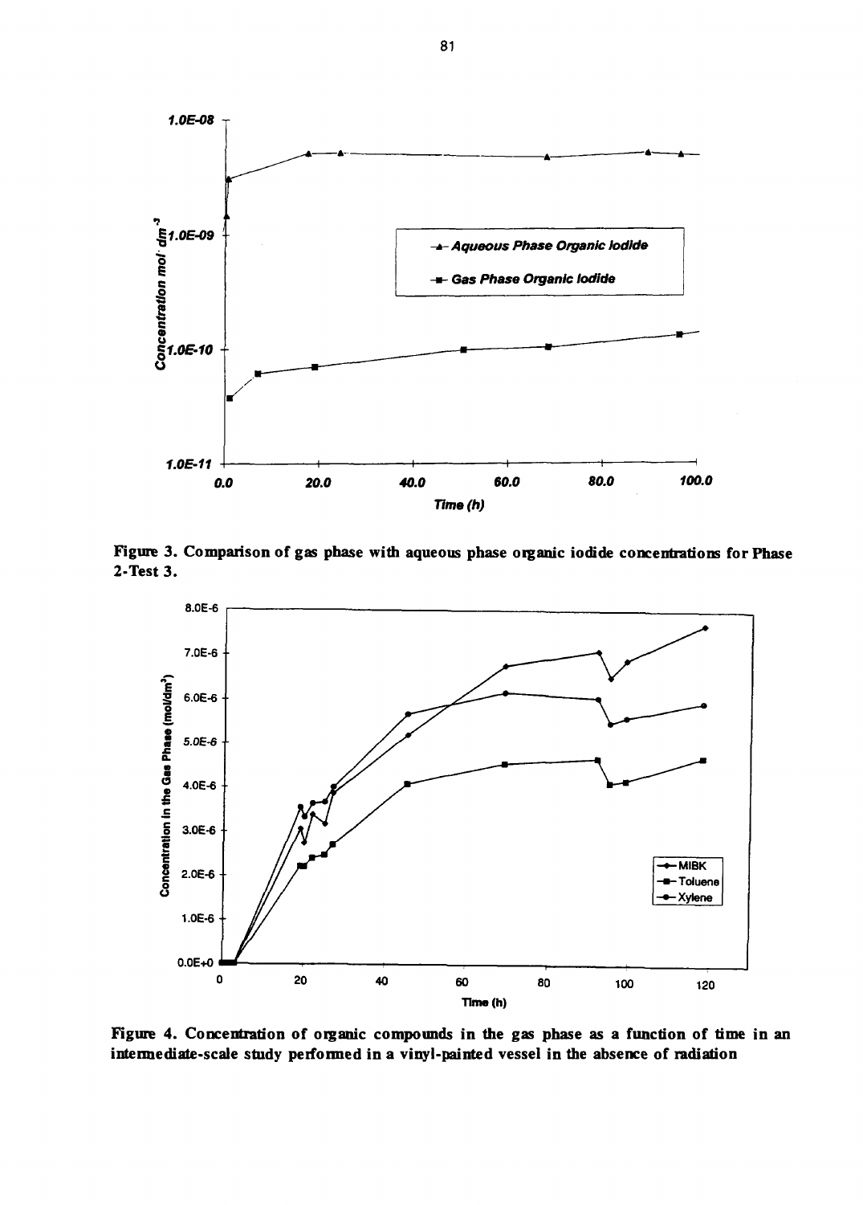1.0E-08

1.0E-09

1.0E-10

1.0E-11

Concentration mol· dm⁻³

0.0 20.0 40.0 60.0 80.0 100.0

Time (h)

Aqueous Phase Organic Iodide

Gas Phase Organic Iodide

**Figure 3. Comparison of gas phase with aqueous phase organic iodide concentrations for Phase 2-Test 3.**

8.0E-6

7.0E-6

6.0E-6

5.0E-6

4.0E-6

3.0E-6

2.0E-6

1.0E-6

0.0E+0

Concentration in the Gas Phase (mol/dm³)

0 20 40 60 80 100 120

Time (h)

MIBK

Toluene

Xylene

**Figure 4. Concentration of organic compounds in the gas phase as a function of time in an intermediate-scale study performed in a vinyl-painted vessel in the absence of radiation**